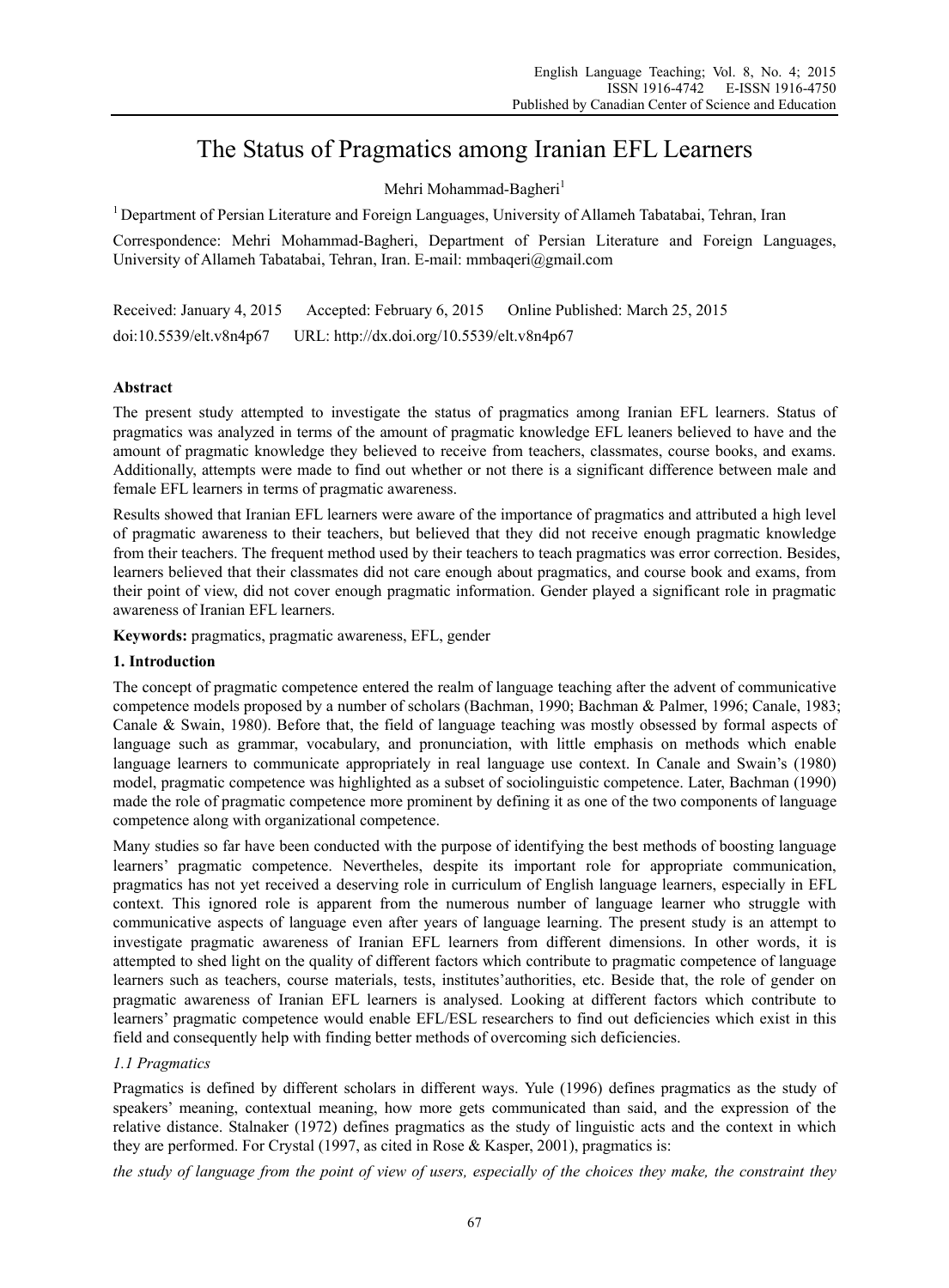# The Status of Pragmatics among Iranian EFL Learners

Mehri Mohammad-Bagheri[1]

[1] Department of Persian Literature and Foreign Languages, University of Allameh Tabatabai, Tehran, Iran

Correspondence: Mehri Mohammad-Bagheri, Department of Persian Literature and Foreign Languages, University of Allameh Tabatabai, Tehran, Iran. E-mail: mmbaqeri@gmail.com

Received: January 4, 2015 Accepted: February 6, 2015 Online Published: March 25, 2015

doi:10.5539/elt.v8n4p67 URL: http://dx.doi.org/10.5539/elt.v8n4p67

## Abstract

The present study attempted to investigate the status of pragmatics among Iranian EFL learners. Status of pragmatics was analyzed in terms of the amount of pragmatic knowledge EFL leaners believed to have and the amount of pragmatic knowledge they believed to receive from teachers, classmates, course books, and exams. Additionally, attempts were made to find out whether or not there is a significant difference between male and female EFL learners in terms of pragmatic awareness.

Results showed that Iranian EFL learners were aware of the importance of pragmatics and attributed a high level of pragmatic awareness to their teachers, but believed that they did not receive enough pragmatic knowledge from their teachers. The frequent method used by their teachers to teach pragmatics was error correction. Besides, learners believed that their classmates did not care enough about pragmatics, and course book and exams, from their point of view, did not cover enough pragmatic information. Gender played a significant role in pragmatic awareness of Iranian EFL learners.

**Keywords:** pragmatics, pragmatic awareness, EFL, gender

## 1. Introduction

The concept of pragmatic competence entered the realm of language teaching after the advent of communicative competence models proposed by a number of scholars (Bachman, 1990; Bachman & Palmer, 1996; Canale, 1983; Canale & Swain, 1980). Before that, the field of language teaching was mostly obsessed by formal aspects of language such as grammar, vocabulary, and pronunciation, with little emphasis on methods which enable language learners to communicate appropriately in real language use context. In Canale and Swain's (1980) model, pragmatic competence was highlighted as a subset of sociolinguistic competence. Later, Bachman (1990) made the role of pragmatic competence more prominent by defining it as one of the two components of language competence along with organizational competence.

Many studies so far have been conducted with the purpose of identifying the best methods of boosting language learners' pragmatic competence. Nevertheles, despite its important role for appropriate communication, pragmatics has not yet received a deserving role in curriculum of English language learners, especially in EFL context. This ignored role is apparent from the numerous number of language learner who struggle with communicative aspects of language even after years of language learning. The present study is an attempt to investigate pragmatic awareness of Iranian EFL learners from different dimensions. In other words, it is attempted to shed light on the quality of different factors which contribute to pragmatic competence of language learners such as teachers, course materials, tests, institutes'authorities, etc. Beside that, the role of gender on pragmatic awareness of Iranian EFL learners is analysed. Looking at different factors which contribute to learners' pragmatic competence would enable EFL/ESL researchers to find out deficiencies which exist in this field and consequently help with finding better methods of overcoming sich deficiencies.

### 1.1 Pragmatics

Pragmatics is defined by different scholars in different ways. Yule (1996) defines pragmatics as the study of speakers' meaning, contextual meaning, how more gets communicated than said, and the expression of the relative distance. Stalnaker (1972) defines pragmatics as the study of linguistic acts and the context in which they are performed. For Crystal (1997, as cited in Rose & Kasper, 2001), pragmatics is:

*the study of language from the point of view of users, especially of the choices they make, the constraint they*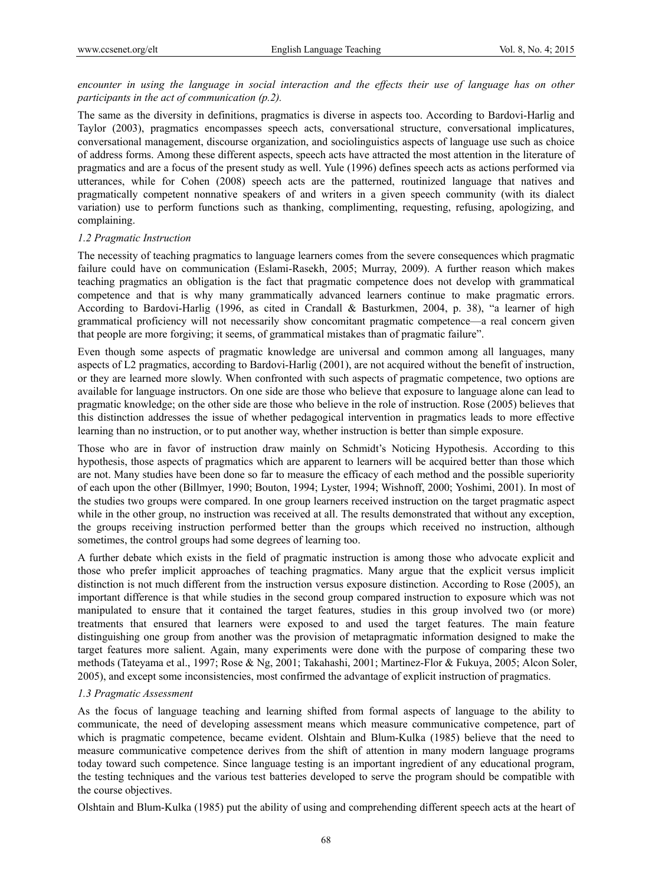*encounter in using the language in social interaction and the effects their use of language has on other participants in the act of communication (p.2).*

The same as the diversity in definitions, pragmatics is diverse in aspects too. According to Bardovi-Harlig and Taylor (2003), pragmatics encompasses speech acts, conversational structure, conversational implicatures, conversational management, discourse organization, and sociolinguistics aspects of language use such as choice of address forms. Among these different aspects, speech acts have attracted the most attention in the literature of pragmatics and are a focus of the present study as well. Yule (1996) defines speech acts as actions performed via utterances, while for Cohen (2008) speech acts are the patterned, routinized language that natives and pragmatically competent nonnative speakers of and writers in a given speech community (with its dialect variation) use to perform functions such as thanking, complimenting, requesting, refusing, apologizing, and complaining.

### *1.2 Pragmatic Instruction*

The necessity of teaching pragmatics to language learners comes from the severe consequences which pragmatic failure could have on communication (Eslami-Rasekh, 2005; Murray, 2009). A further reason which makes teaching pragmatics an obligation is the fact that pragmatic competence does not develop with grammatical competence and that is why many grammatically advanced learners continue to make pragmatic errors. According to Bardovi-Harlig (1996, as cited in Crandall & Basturkmen, 2004, p. 38), "a learner of high grammatical proficiency will not necessarily show concomitant pragmatic competence—a real concern given that people are more forgiving; it seems, of grammatical mistakes than of pragmatic failure".

Even though some aspects of pragmatic knowledge are universal and common among all languages, many aspects of L2 pragmatics, according to Bardovi-Harlig (2001), are not acquired without the benefit of instruction, or they are learned more slowly. When confronted with such aspects of pragmatic competence, two options are available for language instructors. On one side are those who believe that exposure to language alone can lead to pragmatic knowledge; on the other side are those who believe in the role of instruction. Rose (2005) believes that this distinction addresses the issue of whether pedagogical intervention in pragmatics leads to more effective learning than no instruction, or to put another way, whether instruction is better than simple exposure.

Those who are in favor of instruction draw mainly on Schmidt's Noticing Hypothesis. According to this hypothesis, those aspects of pragmatics which are apparent to learners will be acquired better than those which are not. Many studies have been done so far to measure the efficacy of each method and the possible superiority of each upon the other (Billmyer, 1990; Bouton, 1994; Lyster, 1994; Wishnoff, 2000; Yoshimi, 2001). In most of the studies two groups were compared. In one group learners received instruction on the target pragmatic aspect while in the other group, no instruction was received at all. The results demonstrated that without any exception, the groups receiving instruction performed better than the groups which received no instruction, although sometimes, the control groups had some degrees of learning too.

A further debate which exists in the field of pragmatic instruction is among those who advocate explicit and those who prefer implicit approaches of teaching pragmatics. Many argue that the explicit versus implicit distinction is not much different from the instruction versus exposure distinction. According to Rose (2005), an important difference is that while studies in the second group compared instruction to exposure which was not manipulated to ensure that it contained the target features, studies in this group involved two (or more) treatments that ensured that learners were exposed to and used the target features. The main feature distinguishing one group from another was the provision of metapragmatic information designed to make the target features more salient. Again, many experiments were done with the purpose of comparing these two methods (Tateyama et al., 1997; Rose & Ng, 2001; Takahashi, 2001; Martinez-Flor & Fukuya, 2005; Alcon Soler, 2005), and except some inconsistencies, most confirmed the advantage of explicit instruction of pragmatics.

### *1.3 Pragmatic Assessment*

As the focus of language teaching and learning shifted from formal aspects of language to the ability to communicate, the need of developing assessment means which measure communicative competence, part of which is pragmatic competence, became evident. Olshtain and Blum-Kulka (1985) believe that the need to measure communicative competence derives from the shift of attention in many modern language programs today toward such competence. Since language testing is an important ingredient of any educational program, the testing techniques and the various test batteries developed to serve the program should be compatible with the course objectives.

Olshtain and Blum-Kulka (1985) put the ability of using and comprehending different speech acts at the heart of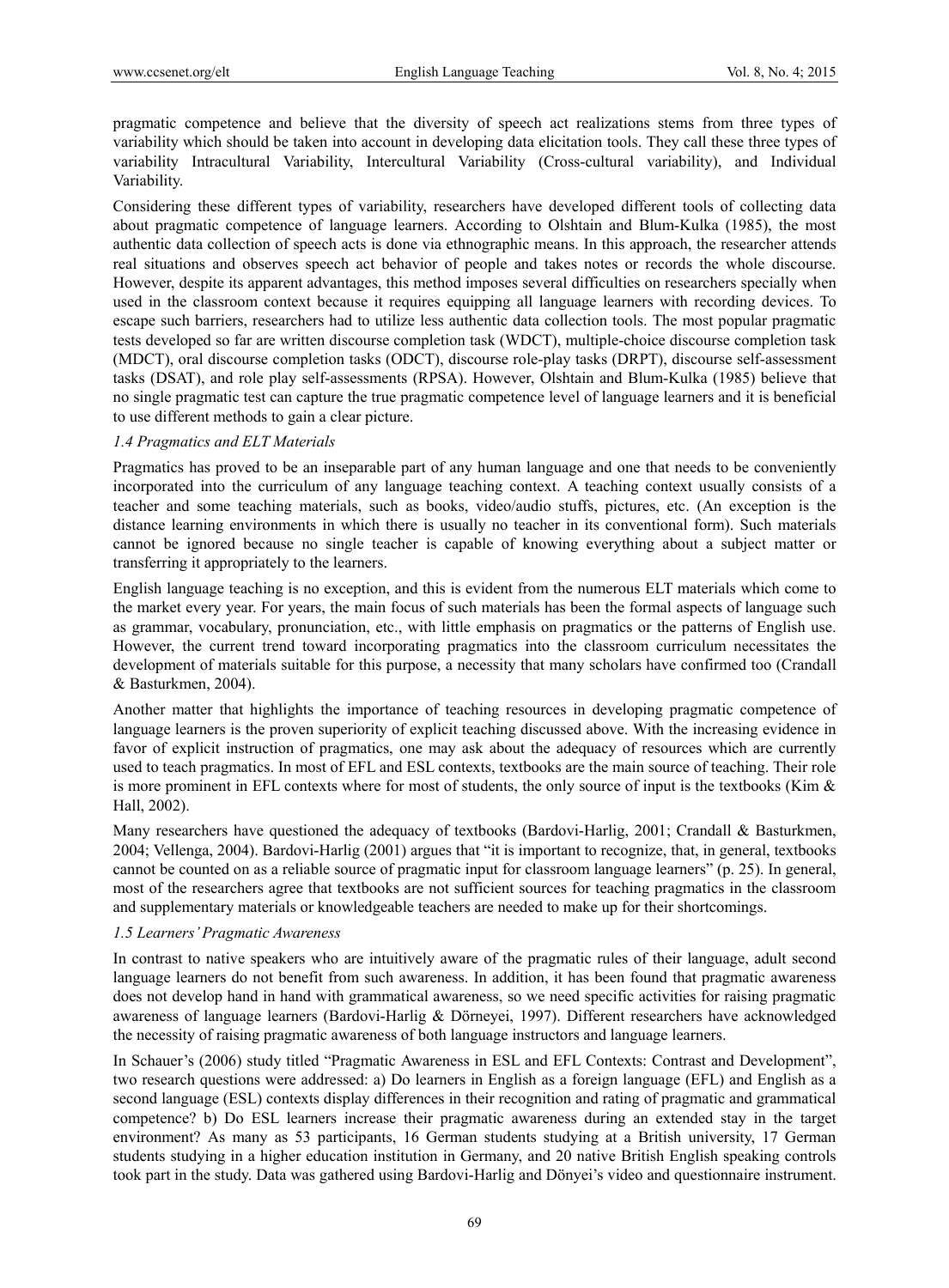pragmatic competence and believe that the diversity of speech act realizations stems from three types of variability which should be taken into account in developing data elicitation tools. They call these three types of variability Intracultural Variability, Intercultural Variability (Cross-cultural variability), and Individual Variability.

Considering these different types of variability, researchers have developed different tools of collecting data about pragmatic competence of language learners. According to Olshtain and Blum-Kulka (1985), the most authentic data collection of speech acts is done via ethnographic means. In this approach, the researcher attends real situations and observes speech act behavior of people and takes notes or records the whole discourse. However, despite its apparent advantages, this method imposes several difficulties on researchers specially when used in the classroom context because it requires equipping all language learners with recording devices. To escape such barriers, researchers had to utilize less authentic data collection tools. The most popular pragmatic tests developed so far are written discourse completion task (WDCT), multiple-choice discourse completion task (MDCT), oral discourse completion tasks (ODCT), discourse role-play tasks (DRPT), discourse self-assessment tasks (DSAT), and role play self-assessments (RPSA). However, Olshtain and Blum-Kulka (1985) believe that no single pragmatic test can capture the true pragmatic competence level of language learners and it is beneficial to use different methods to gain a clear picture.

### *1.4 Pragmatics and ELT Materials*

Pragmatics has proved to be an inseparable part of any human language and one that needs to be conveniently incorporated into the curriculum of any language teaching context. A teaching context usually consists of a teacher and some teaching materials, such as books, video/audio stuffs, pictures, etc. (An exception is the distance learning environments in which there is usually no teacher in its conventional form). Such materials cannot be ignored because no single teacher is capable of knowing everything about a subject matter or transferring it appropriately to the learners.

English language teaching is no exception, and this is evident from the numerous ELT materials which come to the market every year. For years, the main focus of such materials has been the formal aspects of language such as grammar, vocabulary, pronunciation, etc., with little emphasis on pragmatics or the patterns of English use. However, the current trend toward incorporating pragmatics into the classroom curriculum necessitates the development of materials suitable for this purpose, a necessity that many scholars have confirmed too (Crandall & Basturkmen, 2004).

Another matter that highlights the importance of teaching resources in developing pragmatic competence of language learners is the proven superiority of explicit teaching discussed above. With the increasing evidence in favor of explicit instruction of pragmatics, one may ask about the adequacy of resources which are currently used to teach pragmatics. In most of EFL and ESL contexts, textbooks are the main source of teaching. Their role is more prominent in EFL contexts where for most of students, the only source of input is the textbooks (Kim & Hall, 2002).

Many researchers have questioned the adequacy of textbooks (Bardovi-Harlig, 2001; Crandall & Basturkmen, 2004; Vellenga, 2004). Bardovi-Harlig (2001) argues that "it is important to recognize, that, in general, textbooks cannot be counted on as a reliable source of pragmatic input for classroom language learners" (p. 25). In general, most of the researchers agree that textbooks are not sufficient sources for teaching pragmatics in the classroom and supplementary materials or knowledgeable teachers are needed to make up for their shortcomings.

### *1.5 Learners' Pragmatic Awareness*

In contrast to native speakers who are intuitively aware of the pragmatic rules of their language, adult second language learners do not benefit from such awareness. In addition, it has been found that pragmatic awareness does not develop hand in hand with grammatical awareness, so we need specific activities for raising pragmatic awareness of language learners (Bardovi-Harlig & Dörneyei, 1997). Different researchers have acknowledged the necessity of raising pragmatic awareness of both language instructors and language learners.

In Schauer's (2006) study titled "Pragmatic Awareness in ESL and EFL Contexts: Contrast and Development", two research questions were addressed: a) Do learners in English as a foreign language (EFL) and English as a second language (ESL) contexts display differences in their recognition and rating of pragmatic and grammatical competence? b) Do ESL learners increase their pragmatic awareness during an extended stay in the target environment? As many as 53 participants, 16 German students studying at a British university, 17 German students studying in a higher education institution in Germany, and 20 native British English speaking controls took part in the study. Data was gathered using Bardovi-Harlig and Dönyei's video and questionnaire instrument.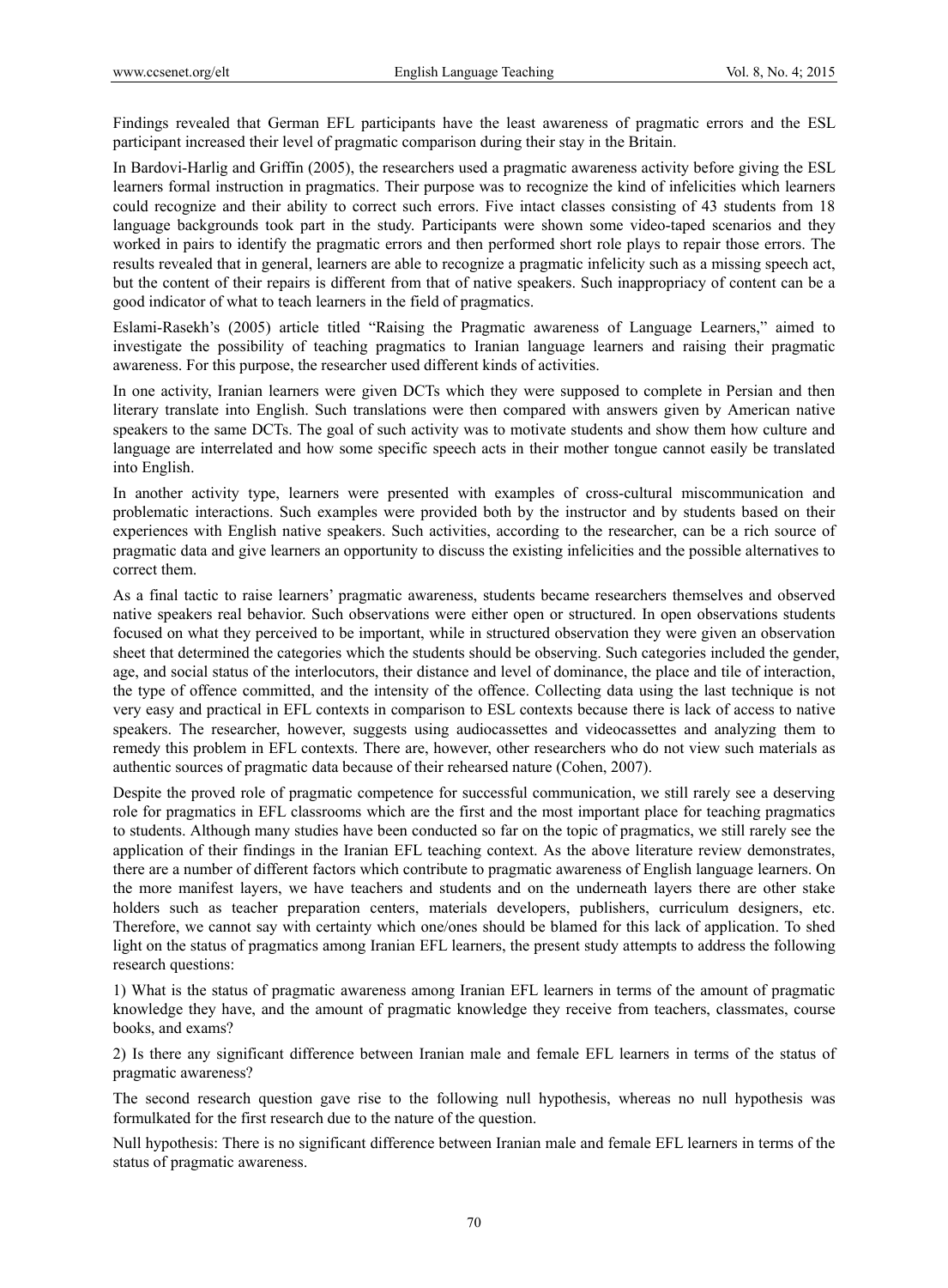Findings revealed that German EFL participants have the least awareness of pragmatic errors and the ESL participant increased their level of pragmatic comparison during their stay in the Britain.

In Bardovi-Harlig and Griffin (2005), the researchers used a pragmatic awareness activity before giving the ESL learners formal instruction in pragmatics. Their purpose was to recognize the kind of infelicities which learners could recognize and their ability to correct such errors. Five intact classes consisting of 43 students from 18 language backgrounds took part in the study. Participants were shown some video-taped scenarios and they worked in pairs to identify the pragmatic errors and then performed short role plays to repair those errors. The results revealed that in general, learners are able to recognize a pragmatic infelicity such as a missing speech act, but the content of their repairs is different from that of native speakers. Such inappropriacy of content can be a good indicator of what to teach learners in the field of pragmatics.

Eslami-Rasekh's (2005) article titled "Raising the Pragmatic awareness of Language Learners," aimed to investigate the possibility of teaching pragmatics to Iranian language learners and raising their pragmatic awareness. For this purpose, the researcher used different kinds of activities.

In one activity, Iranian learners were given DCTs which they were supposed to complete in Persian and then literary translate into English. Such translations were then compared with answers given by American native speakers to the same DCTs. The goal of such activity was to motivate students and show them how culture and language are interrelated and how some specific speech acts in their mother tongue cannot easily be translated into English.

In another activity type, learners were presented with examples of cross-cultural miscommunication and problematic interactions. Such examples were provided both by the instructor and by students based on their experiences with English native speakers. Such activities, according to the researcher, can be a rich source of pragmatic data and give learners an opportunity to discuss the existing infelicities and the possible alternatives to correct them.

As a final tactic to raise learners' pragmatic awareness, students became researchers themselves and observed native speakers real behavior. Such observations were either open or structured. In open observations students focused on what they perceived to be important, while in structured observation they were given an observation sheet that determined the categories which the students should be observing. Such categories included the gender, age, and social status of the interlocutors, their distance and level of dominance, the place and tile of interaction, the type of offence committed, and the intensity of the offence. Collecting data using the last technique is not very easy and practical in EFL contexts in comparison to ESL contexts because there is lack of access to native speakers. The researcher, however, suggests using audiocassettes and videocassettes and analyzing them to remedy this problem in EFL contexts. There are, however, other researchers who do not view such materials as authentic sources of pragmatic data because of their rehearsed nature (Cohen, 2007).

Despite the proved role of pragmatic competence for successful communication, we still rarely see a deserving role for pragmatics in EFL classrooms which are the first and the most important place for teaching pragmatics to students. Although many studies have been conducted so far on the topic of pragmatics, we still rarely see the application of their findings in the Iranian EFL teaching context. As the above literature review demonstrates, there are a number of different factors which contribute to pragmatic awareness of English language learners. On the more manifest layers, we have teachers and students and on the underneath layers there are other stake holders such as teacher preparation centers, materials developers, publishers, curriculum designers, etc. Therefore, we cannot say with certainty which one/ones should be blamed for this lack of application. To shed light on the status of pragmatics among Iranian EFL learners, the present study attempts to address the following research questions:

1) What is the status of pragmatic awareness among Iranian EFL learners in terms of the amount of pragmatic knowledge they have, and the amount of pragmatic knowledge they receive from teachers, classmates, course books, and exams?

2) Is there any significant difference between Iranian male and female EFL learners in terms of the status of pragmatic awareness?

The second research question gave rise to the following null hypothesis, whereas no null hypothesis was formulkated for the first research due to the nature of the question.

Null hypothesis: There is no significant difference between Iranian male and female EFL learners in terms of the status of pragmatic awareness.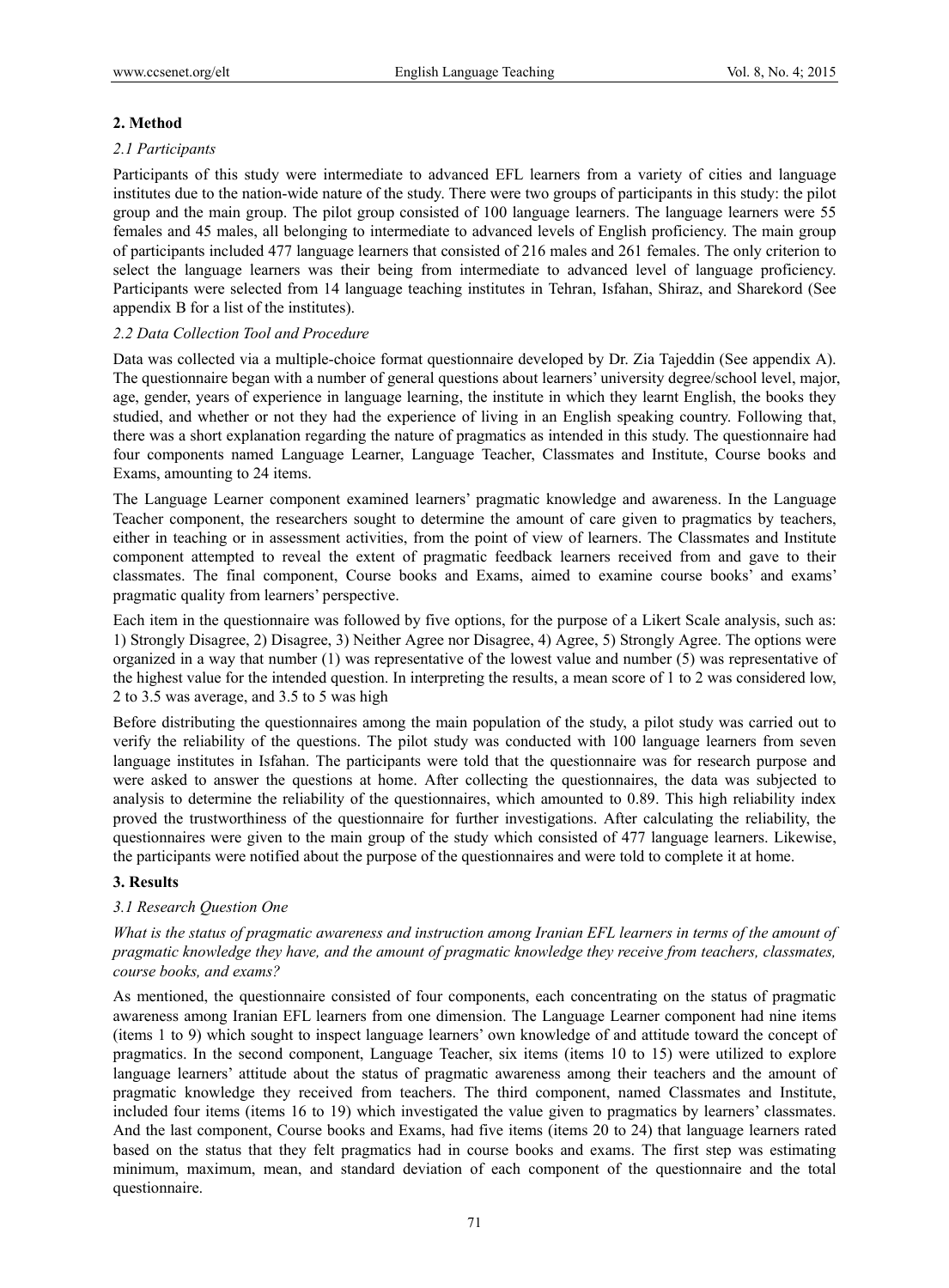## 2. Method

### *2.1 Participants*

Participants of this study were intermediate to advanced EFL learners from a variety of cities and language institutes due to the nation-wide nature of the study. There were two groups of participants in this study: the pilot group and the main group. The pilot group consisted of 100 language learners. The language learners were 55 females and 45 males, all belonging to intermediate to advanced levels of English proficiency. The main group of participants included 477 language learners that consisted of 216 males and 261 females. The only criterion to select the language learners was their being from intermediate to advanced level of language proficiency. Participants were selected from 14 language teaching institutes in Tehran, Isfahan, Shiraz, and Sharekord (See appendix B for a list of the institutes).

### *2.2 Data Collection Tool and Procedure*

Data was collected via a multiple-choice format questionnaire developed by Dr. Zia Tajeddin (See appendix A). The questionnaire began with a number of general questions about learners' university degree/school level, major, age, gender, years of experience in language learning, the institute in which they learnt English, the books they studied, and whether or not they had the experience of living in an English speaking country. Following that, there was a short explanation regarding the nature of pragmatics as intended in this study. The questionnaire had four components named Language Learner, Language Teacher, Classmates and Institute, Course books and Exams, amounting to 24 items.

The Language Learner component examined learners' pragmatic knowledge and awareness. In the Language Teacher component, the researchers sought to determine the amount of care given to pragmatics by teachers, either in teaching or in assessment activities, from the point of view of learners. The Classmates and Institute component attempted to reveal the extent of pragmatic feedback learners received from and gave to their classmates. The final component, Course books and Exams, aimed to examine course books' and exams' pragmatic quality from learners' perspective.

Each item in the questionnaire was followed by five options, for the purpose of a Likert Scale analysis, such as: 1) Strongly Disagree, 2) Disagree, 3) Neither Agree nor Disagree, 4) Agree, 5) Strongly Agree. The options were organized in a way that number (1) was representative of the lowest value and number (5) was representative of the highest value for the intended question. In interpreting the results, a mean score of 1 to 2 was considered low, 2 to 3.5 was average, and 3.5 to 5 was high

Before distributing the questionnaires among the main population of the study, a pilot study was carried out to verify the reliability of the questions. The pilot study was conducted with 100 language learners from seven language institutes in Isfahan. The participants were told that the questionnaire was for research purpose and were asked to answer the questions at home. After collecting the questionnaires, the data was subjected to analysis to determine the reliability of the questionnaires, which amounted to 0.89. This high reliability index proved the trustworthiness of the questionnaire for further investigations. After calculating the reliability, the questionnaires were given to the main group of the study which consisted of 477 language learners. Likewise, the participants were notified about the purpose of the questionnaires and were told to complete it at home.

## 3. Results

### *3.1 Research Question One*

*What is the status of pragmatic awareness and instruction among Iranian EFL learners in terms of the amount of pragmatic knowledge they have, and the amount of pragmatic knowledge they receive from teachers, classmates, course books, and exams?*

As mentioned, the questionnaire consisted of four components, each concentrating on the status of pragmatic awareness among Iranian EFL learners from one dimension. The Language Learner component had nine items (items 1 to 9) which sought to inspect language learners' own knowledge of and attitude toward the concept of pragmatics. In the second component, Language Teacher, six items (items 10 to 15) were utilized to explore language learners' attitude about the status of pragmatic awareness among their teachers and the amount of pragmatic knowledge they received from teachers. The third component, named Classmates and Institute, included four items (items 16 to 19) which investigated the value given to pragmatics by learners' classmates. And the last component, Course books and Exams, had five items (items 20 to 24) that language learners rated based on the status that they felt pragmatics had in course books and exams. The first step was estimating minimum, maximum, mean, and standard deviation of each component of the questionnaire and the total questionnaire.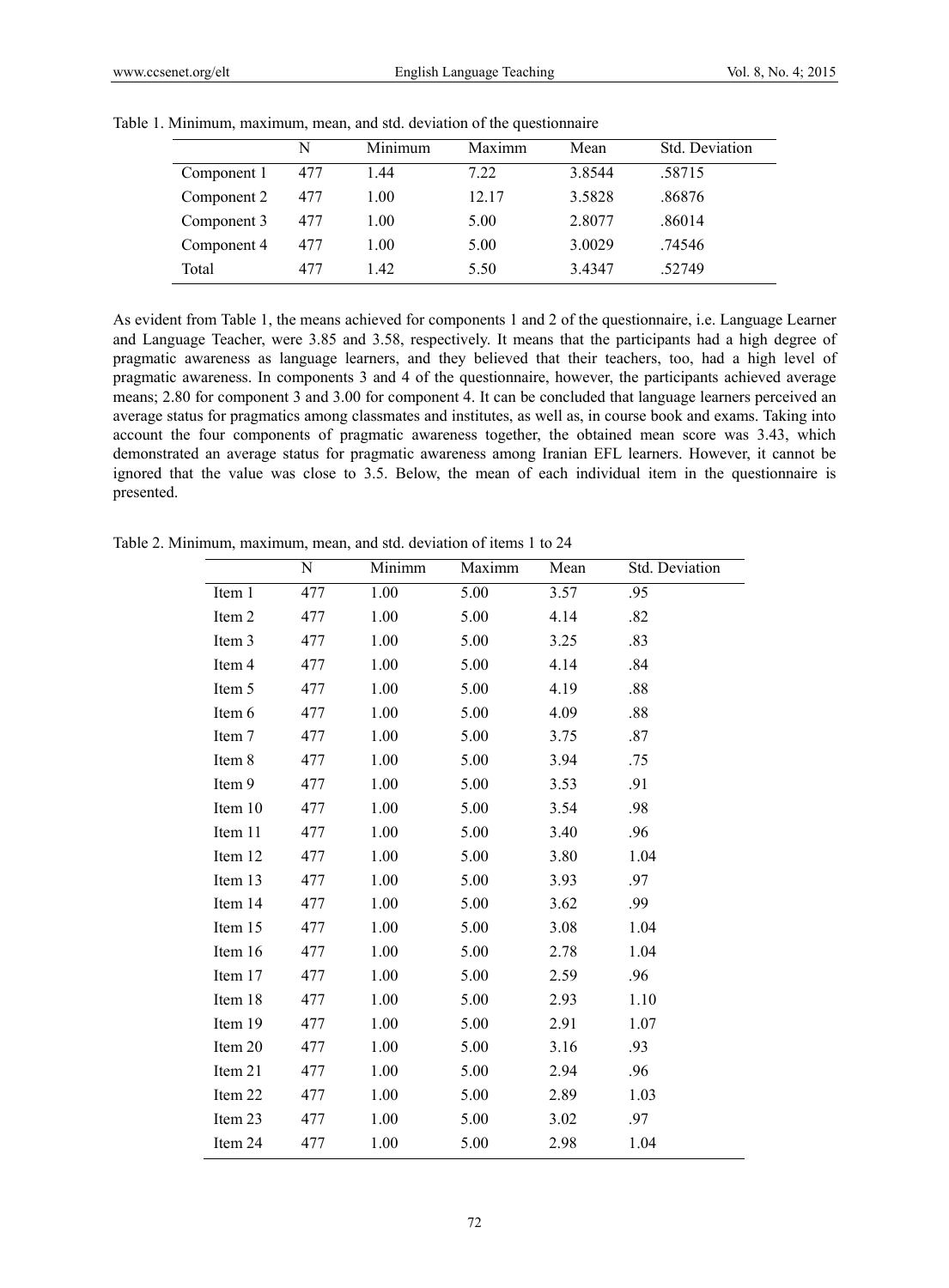Table 1. Minimum, maximum, mean, and std. deviation of the questionnaire

| | N | Minimum | Maximm | Mean | Std. Deviation |
|---|---|---|---|---|---|
| Component 1 | 477 | 1.44 | 7.22 | 3.8544 | .58715 |
| Component 2 | 477 | 1.00 | 12.17 | 3.5828 | .86876 |
| Component 3 | 477 | 1.00 | 5.00 | 2.8077 | .86014 |
| Component 4 | 477 | 1.00 | 5.00 | 3.0029 | .74546 |
| Total | 477 | 1.42 | 5.50 | 3.4347 | .52749 |

As evident from Table 1, the means achieved for components 1 and 2 of the questionnaire, i.e. Language Learner and Language Teacher, were 3.85 and 3.58, respectively. It means that the participants had a high degree of pragmatic awareness as language learners, and they believed that their teachers, too, had a high level of pragmatic awareness. In components 3 and 4 of the questionnaire, however, the participants achieved average means; 2.80 for component 3 and 3.00 for component 4. It can be concluded that language learners perceived an average status for pragmatics among classmates and institutes, as well as, in course book and exams. Taking into account the four components of pragmatic awareness together, the obtained mean score was 3.43, which demonstrated an average status for pragmatic awareness among Iranian EFL learners. However, it cannot be ignored that the value was close to 3.5. Below, the mean of each individual item in the questionnaire is presented.

Table 2. Minimum, maximum, mean, and std. deviation of items 1 to 24

| | N | Minimm | Maximm | Mean | Std. Deviation |
|---|---|---|---|---|---|
| Item 1 | 477 | 1.00 | 5.00 | 3.57 | .95 |
| Item 2 | 477 | 1.00 | 5.00 | 4.14 | .82 |
| Item 3 | 477 | 1.00 | 5.00 | 3.25 | .83 |
| Item 4 | 477 | 1.00 | 5.00 | 4.14 | .84 |
| Item 5 | 477 | 1.00 | 5.00 | 4.19 | .88 |
| Item 6 | 477 | 1.00 | 5.00 | 4.09 | .88 |
| Item 7 | 477 | 1.00 | 5.00 | 3.75 | .87 |
| Item 8 | 477 | 1.00 | 5.00 | 3.94 | .75 |
| Item 9 | 477 | 1.00 | 5.00 | 3.53 | .91 |
| Item 10 | 477 | 1.00 | 5.00 | 3.54 | .98 |
| Item 11 | 477 | 1.00 | 5.00 | 3.40 | .96 |
| Item 12 | 477 | 1.00 | 5.00 | 3.80 | 1.04 |
| Item 13 | 477 | 1.00 | 5.00 | 3.93 | .97 |
| Item 14 | 477 | 1.00 | 5.00 | 3.62 | .99 |
| Item 15 | 477 | 1.00 | 5.00 | 3.08 | 1.04 |
| Item 16 | 477 | 1.00 | 5.00 | 2.78 | 1.04 |
| Item 17 | 477 | 1.00 | 5.00 | 2.59 | .96 |
| Item 18 | 477 | 1.00 | 5.00 | 2.93 | 1.10 |
| Item 19 | 477 | 1.00 | 5.00 | 2.91 | 1.07 |
| Item 20 | 477 | 1.00 | 5.00 | 3.16 | .93 |
| Item 21 | 477 | 1.00 | 5.00 | 2.94 | .96 |
| Item 22 | 477 | 1.00 | 5.00 | 2.89 | 1.03 |
| Item 23 | 477 | 1.00 | 5.00 | 3.02 | .97 |
| Item 24 | 477 | 1.00 | 5.00 | 2.98 | 1.04 |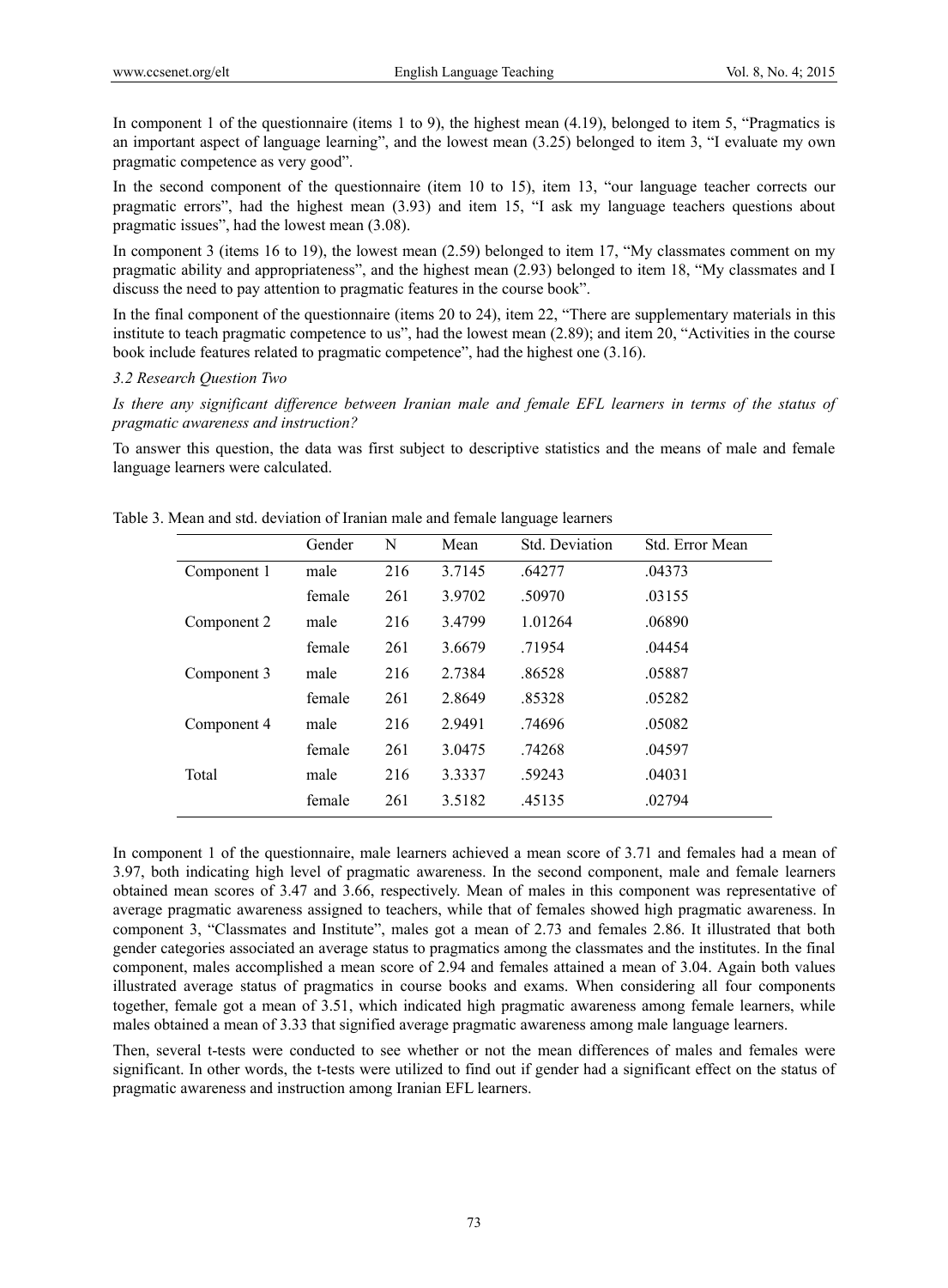In component 1 of the questionnaire (items 1 to 9), the highest mean (4.19), belonged to item 5, "Pragmatics is an important aspect of language learning", and the lowest mean (3.25) belonged to item 3, "I evaluate my own pragmatic competence as very good".

In the second component of the questionnaire (item 10 to 15), item 13, "our language teacher corrects our pragmatic errors", had the highest mean (3.93) and item 15, "I ask my language teachers questions about pragmatic issues", had the lowest mean (3.08).

In component 3 (items 16 to 19), the lowest mean (2.59) belonged to item 17, "My classmates comment on my pragmatic ability and appropriateness", and the highest mean (2.93) belonged to item 18, "My classmates and I discuss the need to pay attention to pragmatic features in the course book".

In the final component of the questionnaire (items 20 to 24), item 22, "There are supplementary materials in this institute to teach pragmatic competence to us", had the lowest mean (2.89); and item 20, "Activities in the course book include features related to pragmatic competence", had the highest one (3.16).

### *3.2 Research Question Two*

*Is there any significant difference between Iranian male and female EFL learners in terms of the status of pragmatic awareness and instruction?*

To answer this question, the data was first subject to descriptive statistics and the means of male and female language learners were calculated.

Table 3. Mean and std. deviation of Iranian male and female language learners

| | Gender | N | Mean | Std. Deviation | Std. Error Mean |
|---|---|---|---|---|---|
| Component 1 | male | 216 | 3.7145 | .64277 | .04373 |
| | female | 261 | 3.9702 | .50970 | .03155 |
| Component 2 | male | 216 | 3.4799 | 1.01264 | .06890 |
| | female | 261 | 3.6679 | .71954 | .04454 |
| Component 3 | male | 216 | 2.7384 | .86528 | .05887 |
| | female | 261 | 2.8649 | .85328 | .05282 |
| Component 4 | male | 216 | 2.9491 | .74696 | .05082 |
| | female | 261 | 3.0475 | .74268 | .04597 |
| Total | male | 216 | 3.3337 | .59243 | .04031 |
| | female | 261 | 3.5182 | .45135 | .02794 |

In component 1 of the questionnaire, male learners achieved a mean score of 3.71 and females had a mean of 3.97, both indicating high level of pragmatic awareness. In the second component, male and female learners obtained mean scores of 3.47 and 3.66, respectively. Mean of males in this component was representative of average pragmatic awareness assigned to teachers, while that of females showed high pragmatic awareness. In component 3, "Classmates and Institute", males got a mean of 2.73 and females 2.86. It illustrated that both gender categories associated an average status to pragmatics among the classmates and the institutes. In the final component, males accomplished a mean score of 2.94 and females attained a mean of 3.04. Again both values illustrated average status of pragmatics in course books and exams. When considering all four components together, female got a mean of 3.51, which indicated high pragmatic awareness among female learners, while males obtained a mean of 3.33 that signified average pragmatic awareness among male language learners.

Then, several t-tests were conducted to see whether or not the mean differences of males and females were significant. In other words, the t-tests were utilized to find out if gender had a significant effect on the status of pragmatic awareness and instruction among Iranian EFL learners.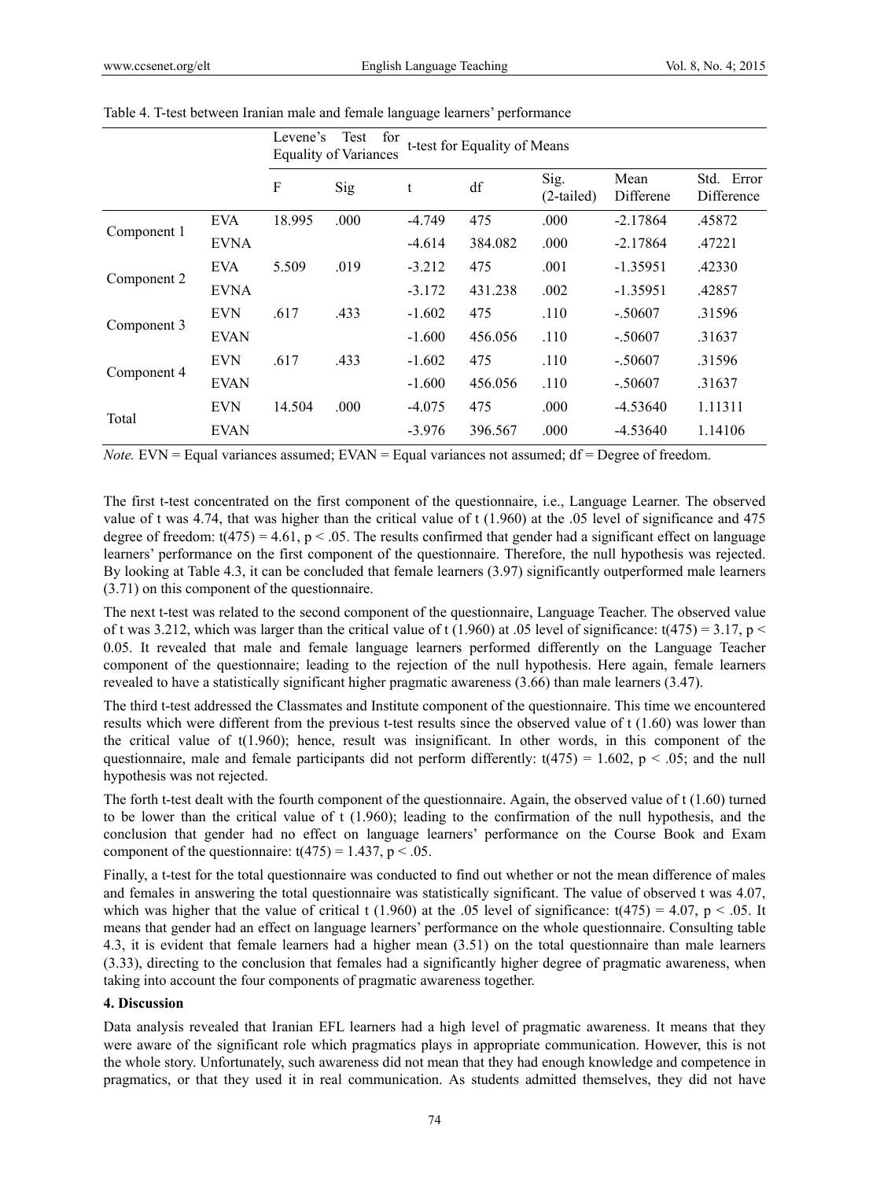Table 4. T-test between Iranian male and female language learners' performance

| | | Levene's Test for Equality of Variances | | t-test for Equality of Means | | | | |
|---|---|---|---|---|---|---|---|---|
| | | F | Sig | t | df | Sig. (2-tailed) | Mean Differene | Std. Error Difference |
| Component 1 | EVA | 18.995 | .000 | -4.749 | 475 | .000 | -2.17864 | .45872 |
| | EVNA | | | -4.614 | 384.082 | .000 | -2.17864 | .47221 |
| Component 2 | EVA | 5.509 | .019 | -3.212 | 475 | .001 | -1.35951 | .42330 |
| | EVNA | | | -3.172 | 431.238 | .002 | -1.35951 | .42857 |
| Component 3 | EVN | .617 | .433 | -1.602 | 475 | .110 | -.50607 | .31596 |
| | EVAN | | | -1.600 | 456.056 | .110 | -.50607 | .31637 |
| Component 4 | EVN | .617 | .433 | -1.602 | 475 | .110 | -.50607 | .31596 |
| | EVAN | | | -1.600 | 456.056 | .110 | -.50607 | .31637 |
| Total | EVN | 14.504 | .000 | -4.075 | 475 | .000 | -4.53640 | 1.11311 |
| | EVAN | | | -3.976 | 396.567 | .000 | -4.53640 | 1.14106 |

*Note.* EVN = Equal variances assumed; EVAN = Equal variances not assumed; df = Degree of freedom.

The first t-test concentrated on the first component of the questionnaire, i.e., Language Learner. The observed value of t was 4.74, that was higher than the critical value of t (1.960) at the .05 level of significance and 475 degree of freedom: $t(475) = 4.61$, $p < .05$. The results confirmed that gender had a significant effect on language learners' performance on the first component of the questionnaire. Therefore, the null hypothesis was rejected. By looking at Table 4.3, it can be concluded that female learners (3.97) significantly outperformed male learners (3.71) on this component of the questionnaire.

The next t-test was related to the second component of the questionnaire, Language Teacher. The observed value of t was 3.212, which was larger than the critical value of t (1.960) at .05 level of significance: $t(475) = 3.17$, $p < 0.05$. It revealed that male and female language learners performed differently on the Language Teacher component of the questionnaire; leading to the rejection of the null hypothesis. Here again, female learners revealed to have a statistically significant higher pragmatic awareness (3.66) than male learners (3.47).

The third t-test addressed the Classmates and Institute component of the questionnaire. This time we encountered results which were different from the previous t-test results since the observed value of t (1.60) was lower than the critical value of t(1.960); hence, result was insignificant. In other words, in this component of the questionnaire, male and female participants did not perform differently: $t(475) = 1.602$, $p < .05$; and the null hypothesis was not rejected.

The forth t-test dealt with the fourth component of the questionnaire. Again, the observed value of t (1.60) turned to be lower than the critical value of t (1.960); leading to the confirmation of the null hypothesis, and the conclusion that gender had no effect on language learners' performance on the Course Book and Exam component of the questionnaire: $t(475) = 1.437$, $p < .05$.

Finally, a t-test for the total questionnaire was conducted to find out whether or not the mean difference of males and females in answering the total questionnaire was statistically significant. The value of observed t was 4.07, which was higher that the value of critical t (1.960) at the .05 level of significance: $t(475) = 4.07$, $p < .05$. It means that gender had an effect on language learners' performance on the whole questionnaire. Consulting table 4.3, it is evident that female learners had a higher mean (3.51) on the total questionnaire than male learners (3.33), directing to the conclusion that females had a significantly higher degree of pragmatic awareness, when taking into account the four components of pragmatic awareness together.

## 4. Discussion

Data analysis revealed that Iranian EFL learners had a high level of pragmatic awareness. It means that they were aware of the significant role which pragmatics plays in appropriate communication. However, this is not the whole story. Unfortunately, such awareness did not mean that they had enough knowledge and competence in pragmatics, or that they used it in real communication. As students admitted themselves, they did not have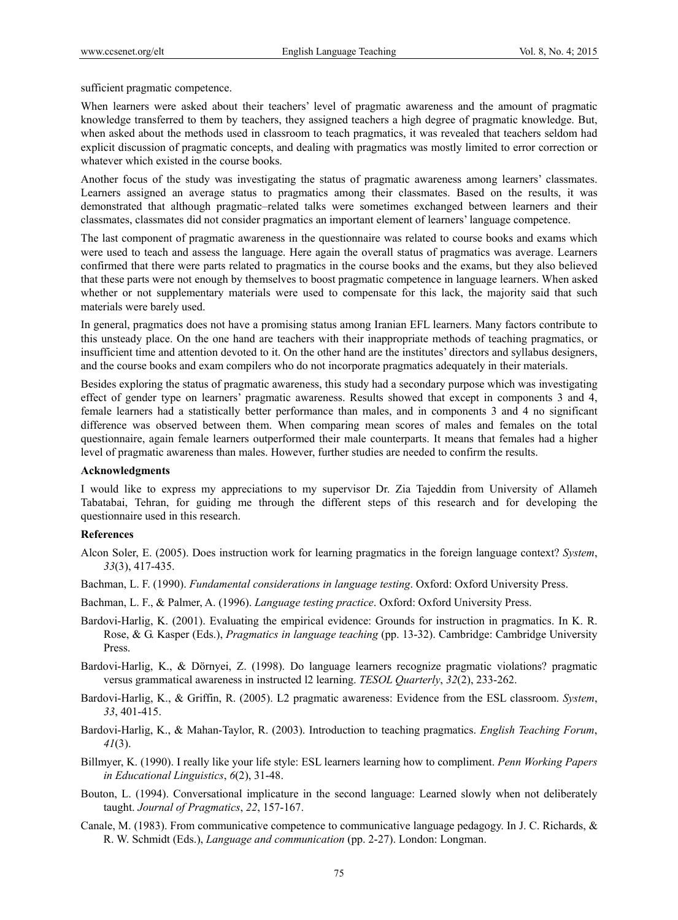sufficient pragmatic competence.

When learners were asked about their teachers' level of pragmatic awareness and the amount of pragmatic knowledge transferred to them by teachers, they assigned teachers a high degree of pragmatic knowledge. But, when asked about the methods used in classroom to teach pragmatics, it was revealed that teachers seldom had explicit discussion of pragmatic concepts, and dealing with pragmatics was mostly limited to error correction or whatever which existed in the course books.

Another focus of the study was investigating the status of pragmatic awareness among learners' classmates. Learners assigned an average status to pragmatics among their classmates. Based on the results, it was demonstrated that although pragmatic–related talks were sometimes exchanged between learners and their classmates, classmates did not consider pragmatics an important element of learners' language competence.

The last component of pragmatic awareness in the questionnaire was related to course books and exams which were used to teach and assess the language. Here again the overall status of pragmatics was average. Learners confirmed that there were parts related to pragmatics in the course books and the exams, but they also believed that these parts were not enough by themselves to boost pragmatic competence in language learners. When asked whether or not supplementary materials were used to compensate for this lack, the majority said that such materials were barely used.

In general, pragmatics does not have a promising status among Iranian EFL learners. Many factors contribute to this unsteady place. On the one hand are teachers with their inappropriate methods of teaching pragmatics, or insufficient time and attention devoted to it. On the other hand are the institutes' directors and syllabus designers, and the course books and exam compilers who do not incorporate pragmatics adequately in their materials.

Besides exploring the status of pragmatic awareness, this study had a secondary purpose which was investigating effect of gender type on learners' pragmatic awareness. Results showed that except in components 3 and 4, female learners had a statistically better performance than males, and in components 3 and 4 no significant difference was observed between them. When comparing mean scores of males and females on the total questionnaire, again female learners outperformed their male counterparts. It means that females had a higher level of pragmatic awareness than males. However, further studies are needed to confirm the results.

**Acknowledgments**

I would like to express my appreciations to my supervisor Dr. Zia Tajeddin from University of Allameh Tabatabai, Tehran, for guiding me through the different steps of this research and for developing the questionnaire used in this research.

**References**

Alcon Soler, E. (2005). Does instruction work for learning pragmatics in the foreign language context? *System*, *33*(3), 417-435.

Bachman, L. F. (1990). *Fundamental considerations in language testing*. Oxford: Oxford University Press.

Bachman, L. F., & Palmer, A. (1996). *Language testing practice*. Oxford: Oxford University Press.

Bardovi-Harlig, K. (2001). Evaluating the empirical evidence: Grounds for instruction in pragmatics. In K. R. Rose, & G. Kasper (Eds.), *Pragmatics in language teaching* (pp. 13-32). Cambridge: Cambridge University Press.

Bardovi-Harlig, K., & Dörnyei, Z. (1998). Do language learners recognize pragmatic violations? pragmatic versus grammatical awareness in instructed l2 learning. *TESOL Quarterly*, *32*(2), 233-262.

Bardovi-Harlig, K., & Griffin, R. (2005). L2 pragmatic awareness: Evidence from the ESL classroom. *System*, *33*, 401-415.

Bardovi-Harlig, K., & Mahan-Taylor, R. (2003). Introduction to teaching pragmatics. *English Teaching Forum*, *41*(3).

Billmyer, K. (1990). I really like your life style: ESL learners learning how to compliment. *Penn Working Papers in Educational Linguistics*, *6*(2), 31-48.

Bouton, L. (1994). Conversational implicature in the second language: Learned slowly when not deliberately taught. *Journal of Pragmatics*, *22*, 157-167.

Canale, M. (1983). From communicative competence to communicative language pedagogy. In J. C. Richards, & R. W. Schmidt (Eds.), *Language and communication* (pp. 2-27). London: Longman.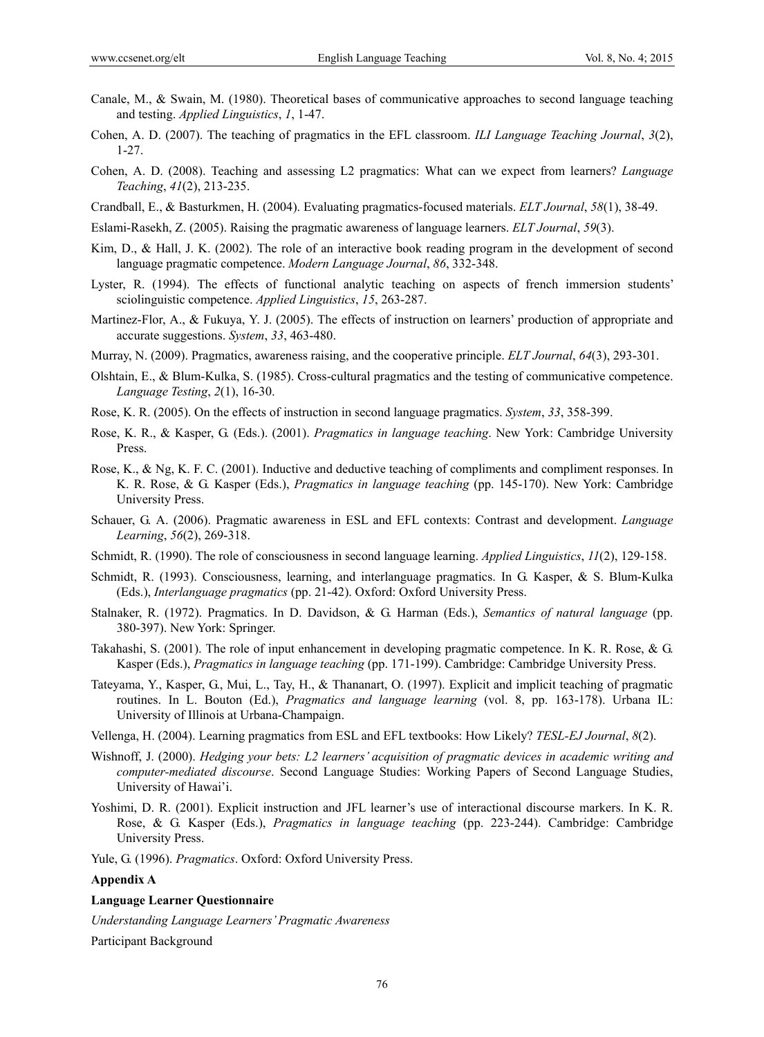Canale, M., & Swain, M. (1980). Theoretical bases of communicative approaches to second language teaching and testing. *Applied Linguistics*, *1*, 1-47.

Cohen, A. D. (2007). The teaching of pragmatics in the EFL classroom. *ILI Language Teaching Journal*, *3*(2), 1-27.

Cohen, A. D. (2008). Teaching and assessing L2 pragmatics: What can we expect from learners? *Language Teaching*, *41*(2), 213-235.

Crandball, E., & Basturkmen, H. (2004). Evaluating pragmatics-focused materials. *ELT Journal*, *58*(1), 38-49.

Eslami-Rasekh, Z. (2005). Raising the pragmatic awareness of language learners. *ELT Journal*, *59*(3).

Kim, D., & Hall, J. K. (2002). The role of an interactive book reading program in the development of second language pragmatic competence. *Modern Language Journal*, *86*, 332-348.

Lyster, R. (1994). The effects of functional analytic teaching on aspects of french immersion students' sciolinguistic competence. *Applied Linguistics*, *15*, 263-287.

Martinez-Flor, A., & Fukuya, Y. J. (2005). The effects of instruction on learners' production of appropriate and accurate suggestions. *System*, *33*, 463-480.

Murray, N. (2009). Pragmatics, awareness raising, and the cooperative principle. *ELT Journal*, *64*(3), 293-301.

Olshtain, E., & Blum-Kulka, S. (1985). Cross-cultural pragmatics and the testing of communicative competence. *Language Testing*, *2*(1), 16-30.

Rose, K. R. (2005). On the effects of instruction in second language pragmatics. *System*, *33*, 358-399.

Rose, K. R., & Kasper, G. (Eds.). (2001). *Pragmatics in language teaching*. New York: Cambridge University Press.

Rose, K., & Ng, K. F. C. (2001). Inductive and deductive teaching of compliments and compliment responses. In K. R. Rose, & G. Kasper (Eds.), *Pragmatics in language teaching* (pp. 145-170). New York: Cambridge University Press.

Schauer, G. A. (2006). Pragmatic awareness in ESL and EFL contexts: Contrast and development. *Language Learning*, *56*(2), 269-318.

Schmidt, R. (1990). The role of consciousness in second language learning. *Applied Linguistics*, *11*(2), 129-158.

Schmidt, R. (1993). Consciousness, learning, and interlanguage pragmatics. In G. Kasper, & S. Blum-Kulka (Eds.), *Interlanguage pragmatics* (pp. 21-42). Oxford: Oxford University Press.

Stalnaker, R. (1972). Pragmatics. In D. Davidson, & G. Harman (Eds.), *Semantics of natural language* (pp. 380-397). New York: Springer.

Takahashi, S. (2001). The role of input enhancement in developing pragmatic competence. In K. R. Rose, & G. Kasper (Eds.), *Pragmatics in language teaching* (pp. 171-199). Cambridge: Cambridge University Press.

Tateyama, Y., Kasper, G., Mui, L., Tay, H., & Thananart, O. (1997). Explicit and implicit teaching of pragmatic routines. In L. Bouton (Ed.), *Pragmatics and language learning* (vol. 8, pp. 163-178). Urbana IL: University of Illinois at Urbana-Champaign.

Vellenga, H. (2004). Learning pragmatics from ESL and EFL textbooks: How Likely? *TESL-EJ Journal*, *8*(2).

Wishnoff, J. (2000). *Hedging your bets: L2 learners' acquisition of pragmatic devices in academic writing and computer-mediated discourse*. Second Language Studies: Working Papers of Second Language Studies, University of Hawai'i.

Yoshimi, D. R. (2001). Explicit instruction and JFL learner's use of interactional discourse markers. In K. R. Rose, & G. Kasper (Eds.), *Pragmatics in language teaching* (pp. 223-244). Cambridge: Cambridge University Press.

Yule, G. (1996). *Pragmatics*. Oxford: Oxford University Press.

**Appendix A**

**Language Learner Questionnaire**

*Understanding Language Learners' Pragmatic Awareness*

Participant Background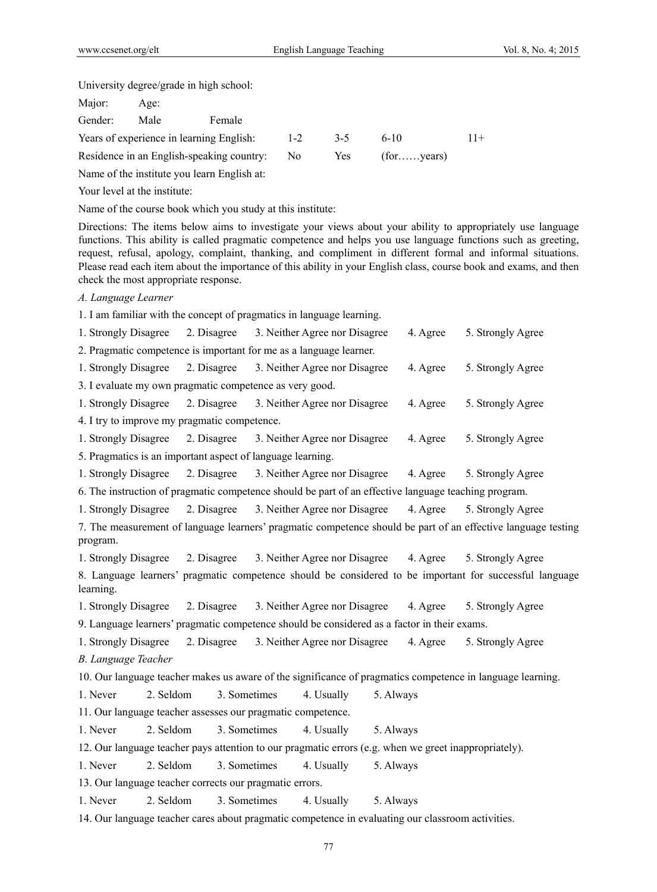University degree/grade in high school:

Major: Age:

Gender: Male Female

Years of experience in learning English: 1-2 3-5 6-10 11+

Residence in an English-speaking country: No Yes (for……years)

Name of the institute you learn English at:

Your level at the institute:

Name of the course book which you study at this institute:

Directions: The items below aims to investigate your views about your ability to appropriately use language functions. This ability is called pragmatic competence and helps you use language functions such as greeting, request, refusal, apology, complaint, thanking, and compliment in different formal and informal situations. Please read each item about the importance of this ability in your English class, course book and exams, and then check the most appropriate response.

*A. Language Learner*

1. I am familiar with the concept of pragmatics in language learning.

1. Strongly Disagree 2. Disagree 3. Neither Agree nor Disagree 4. Agree 5. Strongly Agree

2. Pragmatic competence is important for me as a language learner.

1. Strongly Disagree 2. Disagree 3. Neither Agree nor Disagree 4. Agree 5. Strongly Agree

3. I evaluate my own pragmatic competence as very good.

1. Strongly Disagree 2. Disagree 3. Neither Agree nor Disagree 4. Agree 5. Strongly Agree

4. I try to improve my pragmatic competence.

1. Strongly Disagree 2. Disagree 3. Neither Agree nor Disagree 4. Agree 5. Strongly Agree

5. Pragmatics is an important aspect of language learning.

1. Strongly Disagree 2. Disagree 3. Neither Agree nor Disagree 4. Agree 5. Strongly Agree

6. The instruction of pragmatic competence should be part of an effective language teaching program.

1. Strongly Disagree 2. Disagree 3. Neither Agree nor Disagree 4. Agree 5. Strongly Agree

7. The measurement of language learners' pragmatic competence should be part of an effective language testing program.

1. Strongly Disagree 2. Disagree 3. Neither Agree nor Disagree 4. Agree 5. Strongly Agree

8. Language learners' pragmatic competence should be considered to be important for successful language learning.

1. Strongly Disagree 2. Disagree 3. Neither Agree nor Disagree 4. Agree 5. Strongly Agree

9. Language learners' pragmatic competence should be considered as a factor in their exams.

1. Strongly Disagree 2. Disagree 3. Neither Agree nor Disagree 4. Agree 5. Strongly Agree

*B. Language Teacher*

10. Our language teacher makes us aware of the significance of pragmatics competence in language learning.

1. Never 2. Seldom 3. Sometimes 4. Usually 5. Always

11. Our language teacher assesses our pragmatic competence.

1. Never 2. Seldom 3. Sometimes 4. Usually 5. Always

12. Our language teacher pays attention to our pragmatic errors (e.g. when we greet inappropriately).

1. Never 2. Seldom 3. Sometimes 4. Usually 5. Always

13. Our language teacher corrects our pragmatic errors.

1. Never 2. Seldom 3. Sometimes 4. Usually 5. Always

14. Our language teacher cares about pragmatic competence in evaluating our classroom activities.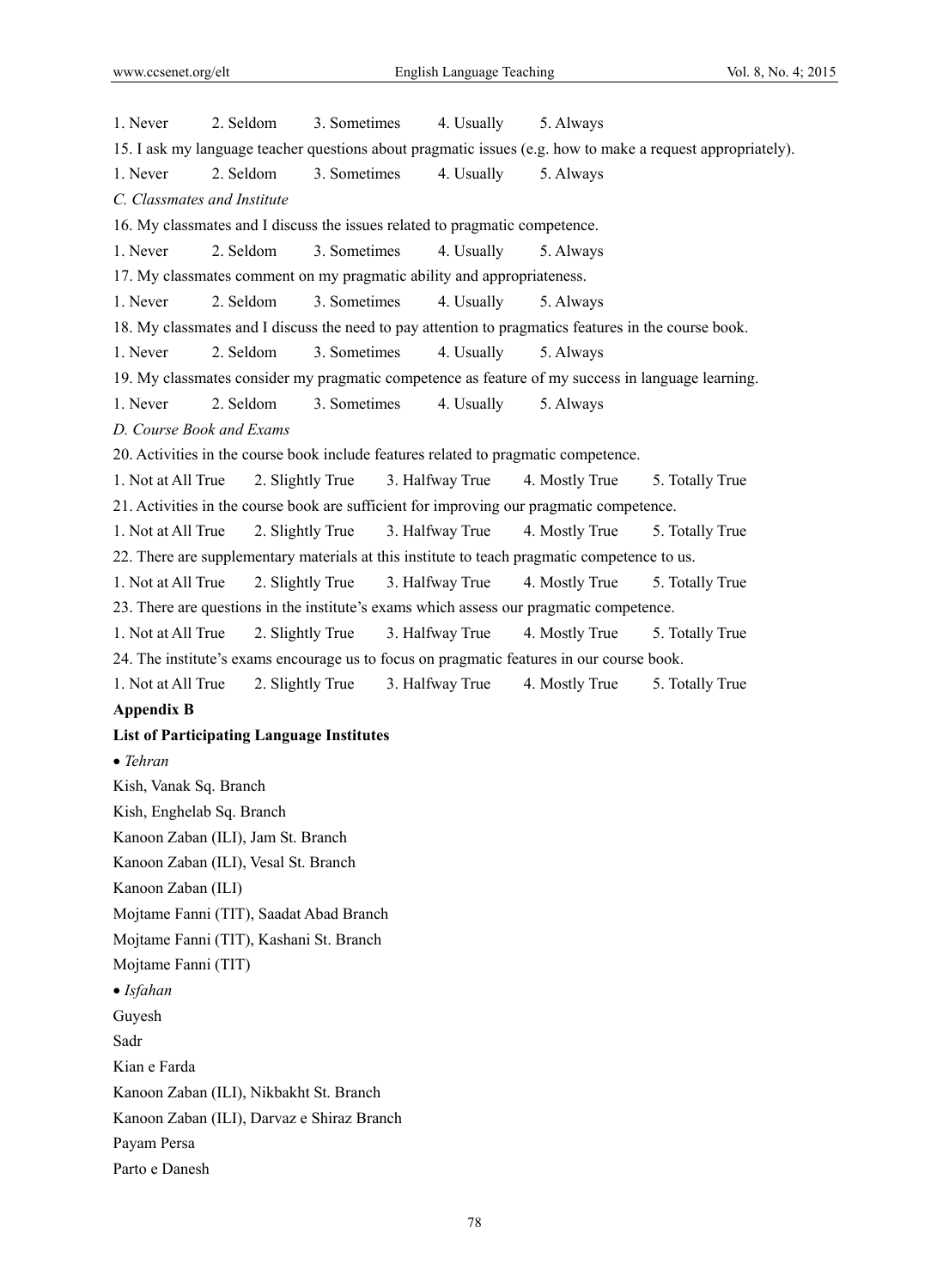1. Never 2. Seldom 3. Sometimes 4. Usually 5. Always

15. I ask my language teacher questions about pragmatic issues (e.g. how to make a request appropriately).

1. Never 2. Seldom 3. Sometimes 4. Usually 5. Always

*C. Classmates and Institute*

16. My classmates and I discuss the issues related to pragmatic competence.

1. Never 2. Seldom 3. Sometimes 4. Usually 5. Always

17. My classmates comment on my pragmatic ability and appropriateness.

1. Never 2. Seldom 3. Sometimes 4. Usually 5. Always

18. My classmates and I discuss the need to pay attention to pragmatics features in the course book.

1. Never 2. Seldom 3. Sometimes 4. Usually 5. Always

19. My classmates consider my pragmatic competence as feature of my success in language learning.

1. Never 2. Seldom 3. Sometimes 4. Usually 5. Always

*D. Course Book and Exams*

20. Activities in the course book include features related to pragmatic competence.

1. Not at All True 2. Slightly True 3. Halfway True 4. Mostly True 5. Totally True

21. Activities in the course book are sufficient for improving our pragmatic competence.

1. Not at All True 2. Slightly True 3. Halfway True 4. Mostly True 5. Totally True

22. There are supplementary materials at this institute to teach pragmatic competence to us.

1. Not at All True 2. Slightly True 3. Halfway True 4. Mostly True 5. Totally True

23. There are questions in the institute's exams which assess our pragmatic competence.

1. Not at All True 2. Slightly True 3. Halfway True 4. Mostly True 5. Totally True

24. The institute's exams encourage us to focus on pragmatic features in our course book.

1. Not at All True 2. Slightly True 3. Halfway True 4. Mostly True 5. Totally True

**Appendix B**

**List of Participating Language Institutes**

- *Tehran*

Kish, Vanak Sq. Branch

Kish, Enghelab Sq. Branch

Kanoon Zaban (ILI), Jam St. Branch

Kanoon Zaban (ILI), Vesal St. Branch

Kanoon Zaban (ILI)

Mojtame Fanni (TIT), Saadat Abad Branch

Mojtame Fanni (TIT), Kashani St. Branch

Mojtame Fanni (TIT)

- *Isfahan*

Guyesh

Sadr

Kian e Farda

Kanoon Zaban (ILI), Nikbakht St. Branch

Kanoon Zaban (ILI), Darvaz e Shiraz Branch

Payam Persa

Parto e Danesh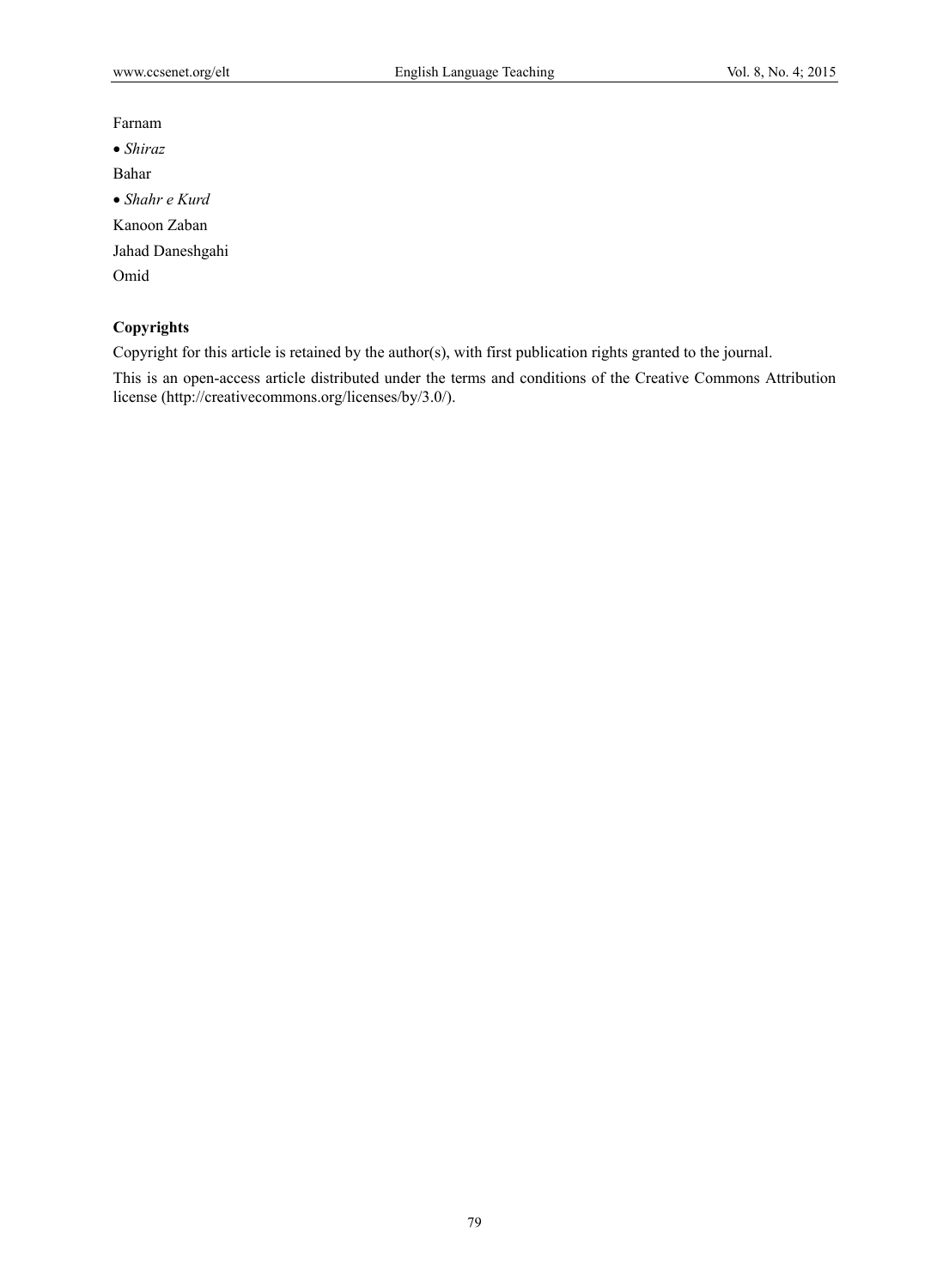Farnam

- *Shiraz*

Bahar

- *Shahr e Kurd*

Kanoon Zaban

Jahad Daneshgahi

Omid

**Copyrights**

Copyright for this article is retained by the author(s), with first publication rights granted to the journal.

This is an open-access article distributed under the terms and conditions of the Creative Commons Attribution license (http://creativecommons.org/licenses/by/3.0/).